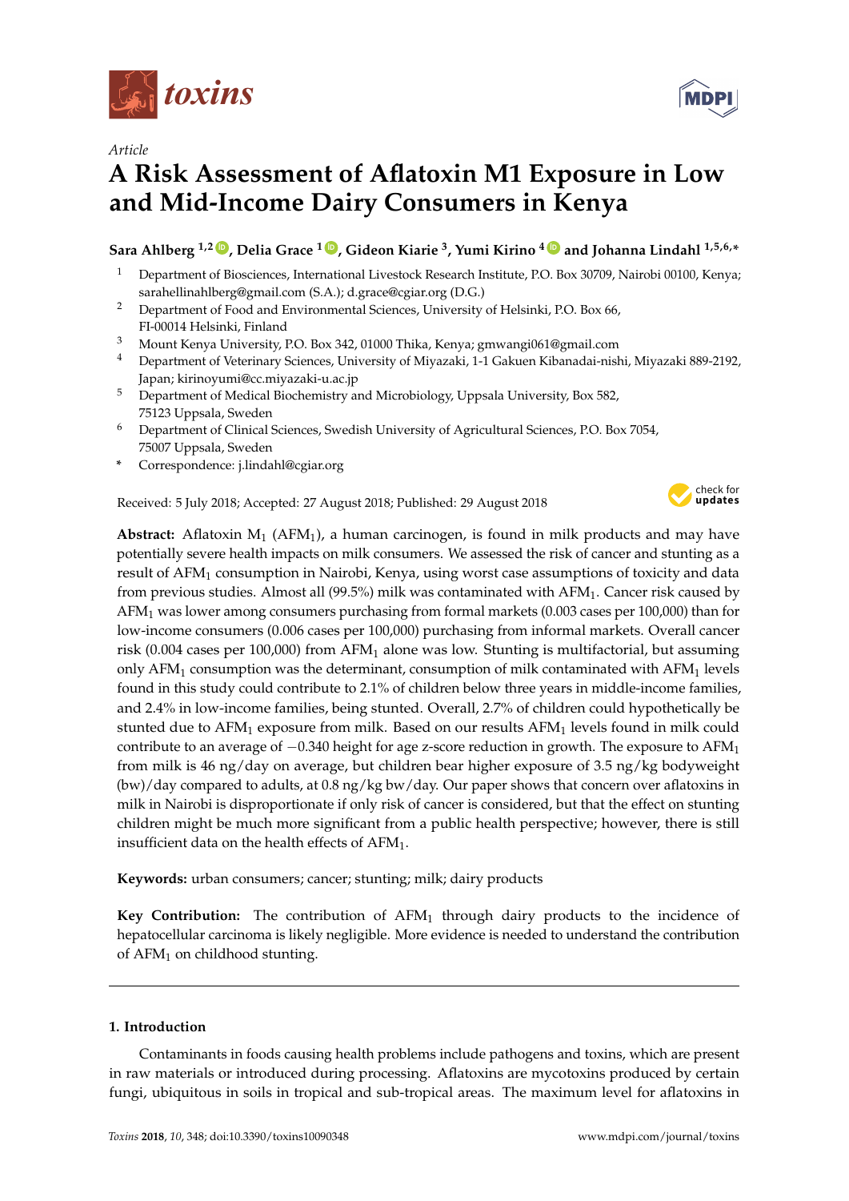Article

# A Risk Assessment of Aflatoxin M1 Exposure in Low and Mid-Income Dairy Consumers in Kenya

**Sara Ahlberg [1,2], Delia Grace [1], Gideon Kiarie [3], Yumi Kirino [4] and Johanna Lindahl [1,5,6,*]**

1. Department of Biosciences, International Livestock Research Institute, P.O. Box 30709, Nairobi 00100, Kenya; sarahellinahlberg@gmail.com (S.A.); d.grace@cgiar.org (D.G.)
2. Department of Food and Environmental Sciences, University of Helsinki, P.O. Box 66, FI-00014 Helsinki, Finland
3. Mount Kenya University, P.O. Box 342, 01000 Thika, Kenya; gmwangi061@gmail.com
4. Department of Veterinary Sciences, University of Miyazaki, 1-1 Gakuen Kibanadai-nishi, Miyazaki 889-2192, Japan; kirinoyumi@cc.miyazaki-u.ac.jp
5. Department of Medical Biochemistry and Microbiology, Uppsala University, Box 582, 75123 Uppsala, Sweden
6. Department of Clinical Sciences, Swedish University of Agricultural Sciences, P.O. Box 7054, 75007 Uppsala, Sweden

\* Correspondence: j.lindahl@cgiar.org

Received: 5 July 2018; Accepted: 27 August 2018; Published: 29 August 2018

**Abstract:** Aflatoxin $M_1$ ($AFM_1$), a human carcinogen, is found in milk products and may have potentially severe health impacts on milk consumers. We assessed the risk of cancer and stunting as a result of $AFM_1$ consumption in Nairobi, Kenya, using worst case assumptions of toxicity and data from previous studies. Almost all (99.5%) milk was contaminated with $AFM_1$. Cancer risk caused by $AFM_1$ was lower among consumers purchasing from formal markets (0.003 cases per 100,000) than for low-income consumers (0.006 cases per 100,000) purchasing from informal markets. Overall cancer risk (0.004 cases per 100,000) from $AFM_1$ alone was low. Stunting is multifactorial, but assuming only $AFM_1$ consumption was the determinant, consumption of milk contaminated with $AFM_1$ levels found in this study could contribute to 2.1% of children below three years in middle-income families, and 2.4% in low-income families, being stunted. Overall, 2.7% of children could hypothetically be stunted due to $AFM_1$ exposure from milk. Based on our results $AFM_1$ levels found in milk could contribute to an average of −0.340 height for age z-score reduction in growth. The exposure to $AFM_1$ from milk is 46 ng/day on average, but children bear higher exposure of 3.5 ng/kg bodyweight (bw)/day compared to adults, at 0.8 ng/kg bw/day. Our paper shows that concern over aflatoxins in milk in Nairobi is disproportionate if only risk of cancer is considered, but that the effect on stunting children might be much more significant from a public health perspective; however, there is still insufficient data on the health effects of $AFM_1$.

**Keywords:** urban consumers; cancer; stunting; milk; dairy products

**Key Contribution:** The contribution of $AFM_1$ through dairy products to the incidence of hepatocellular carcinoma is likely negligible. More evidence is needed to understand the contribution of $AFM_1$ on childhood stunting.

## 1. Introduction

Contaminants in foods causing health problems include pathogens and toxins, which are present in raw materials or introduced during processing. Aflatoxins are mycotoxins produced by certain fungi, ubiquitous in soils in tropical and sub-tropical areas. The maximum level for aflatoxins in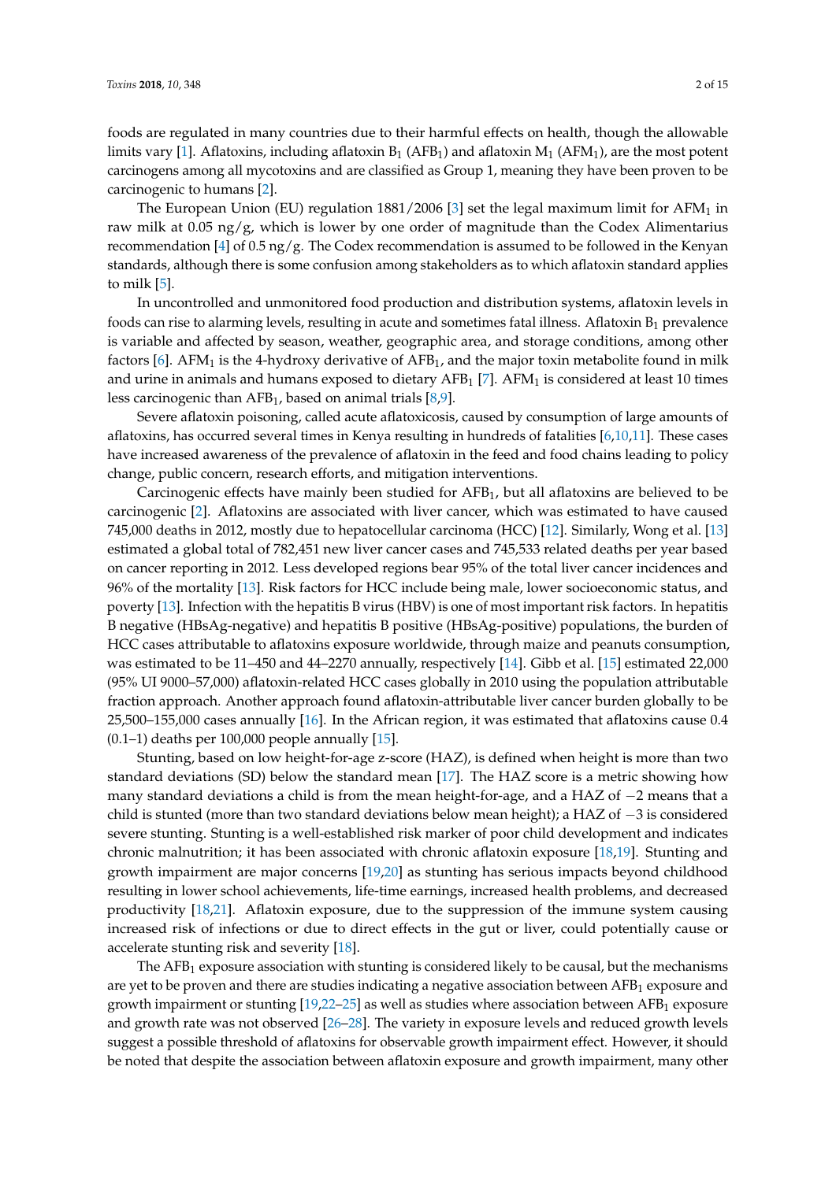foods are regulated in many countries due to their harmful effects on health, though the allowable limits vary [1]. Aflatoxins, including aflatoxin $B_1$ ($AFB_1$) and aflatoxin $M_1$ ($AFM_1$), are the most potent carcinogens among all mycotoxins and are classified as Group 1, meaning they have been proven to be carcinogenic to humans [2].

The European Union (EU) regulation 1881/2006 [3] set the legal maximum limit for $AFM_1$ in raw milk at 0.05 ng/g, which is lower by one order of magnitude than the Codex Alimentarius recommendation [4] of 0.5 ng/g. The Codex recommendation is assumed to be followed in the Kenyan standards, although there is some confusion among stakeholders as to which aflatoxin standard applies to milk [5].

In uncontrolled and unmonitored food production and distribution systems, aflatoxin levels in foods can rise to alarming levels, resulting in acute and sometimes fatal illness. Aflatoxin $B_1$ prevalence is variable and affected by season, weather, geographic area, and storage conditions, among other factors [6]. $AFM_1$ is the 4-hydroxy derivative of $AFB_1$, and the major toxin metabolite found in milk and urine in animals and humans exposed to dietary $AFB_1$ [7]. $AFM_1$ is considered at least 10 times less carcinogenic than $AFB_1$, based on animal trials [8,9].

Severe aflatoxin poisoning, called acute aflatoxicosis, caused by consumption of large amounts of aflatoxins, has occurred several times in Kenya resulting in hundreds of fatalities [6,10,11]. These cases have increased awareness of the prevalence of aflatoxin in the feed and food chains leading to policy change, public concern, research efforts, and mitigation interventions.

Carcinogenic effects have mainly been studied for $AFB_1$, but all aflatoxins are believed to be carcinogenic [2]. Aflatoxins are associated with liver cancer, which was estimated to have caused 745,000 deaths in 2012, mostly due to hepatocellular carcinoma (HCC) [12]. Similarly, Wong et al. [13] estimated a global total of 782,451 new liver cancer cases and 745,533 related deaths per year based on cancer reporting in 2012. Less developed regions bear 95% of the total liver cancer incidences and 96% of the mortality [13]. Risk factors for HCC include being male, lower socioeconomic status, and poverty [13]. Infection with the hepatitis B virus (HBV) is one of most important risk factors. In hepatitis B negative (HBsAg-negative) and hepatitis B positive (HBsAg-positive) populations, the burden of HCC cases attributable to aflatoxins exposure worldwide, through maize and peanuts consumption, was estimated to be 11–450 and 44–2270 annually, respectively [14]. Gibb et al. [15] estimated 22,000 (95% UI 9000–57,000) aflatoxin-related HCC cases globally in 2010 using the population attributable fraction approach. Another approach found aflatoxin-attributable liver cancer burden globally to be 25,500–155,000 cases annually [16]. In the African region, it was estimated that aflatoxins cause 0.4 (0.1–1) deaths per 100,000 people annually [15].

Stunting, based on low height-for-age z-score (HAZ), is defined when height is more than two standard deviations (SD) below the standard mean [17]. The HAZ score is a metric showing how many standard deviations a child is from the mean height-for-age, and a HAZ of $-2$ means that a child is stunted (more than two standard deviations below mean height); a HAZ of $-3$ is considered severe stunting. Stunting is a well-established risk marker of poor child development and indicates chronic malnutrition; it has been associated with chronic aflatoxin exposure [18,19]. Stunting and growth impairment are major concerns [19,20] as stunting has serious impacts beyond childhood resulting in lower school achievements, life-time earnings, increased health problems, and decreased productivity [18,21]. Aflatoxin exposure, due to the suppression of the immune system causing increased risk of infections or due to direct effects in the gut or liver, could potentially cause or accelerate stunting risk and severity [18].

The $AFB_1$ exposure association with stunting is considered likely to be causal, but the mechanisms are yet to be proven and there are studies indicating a negative association between $AFB_1$ exposure and growth impairment or stunting [19,22–25] as well as studies where association between $AFB_1$ exposure and growth rate was not observed [26–28]. The variety in exposure levels and reduced growth levels suggest a possible threshold of aflatoxins for observable growth impairment effect. However, it should be noted that despite the association between aflatoxin exposure and growth impairment, many other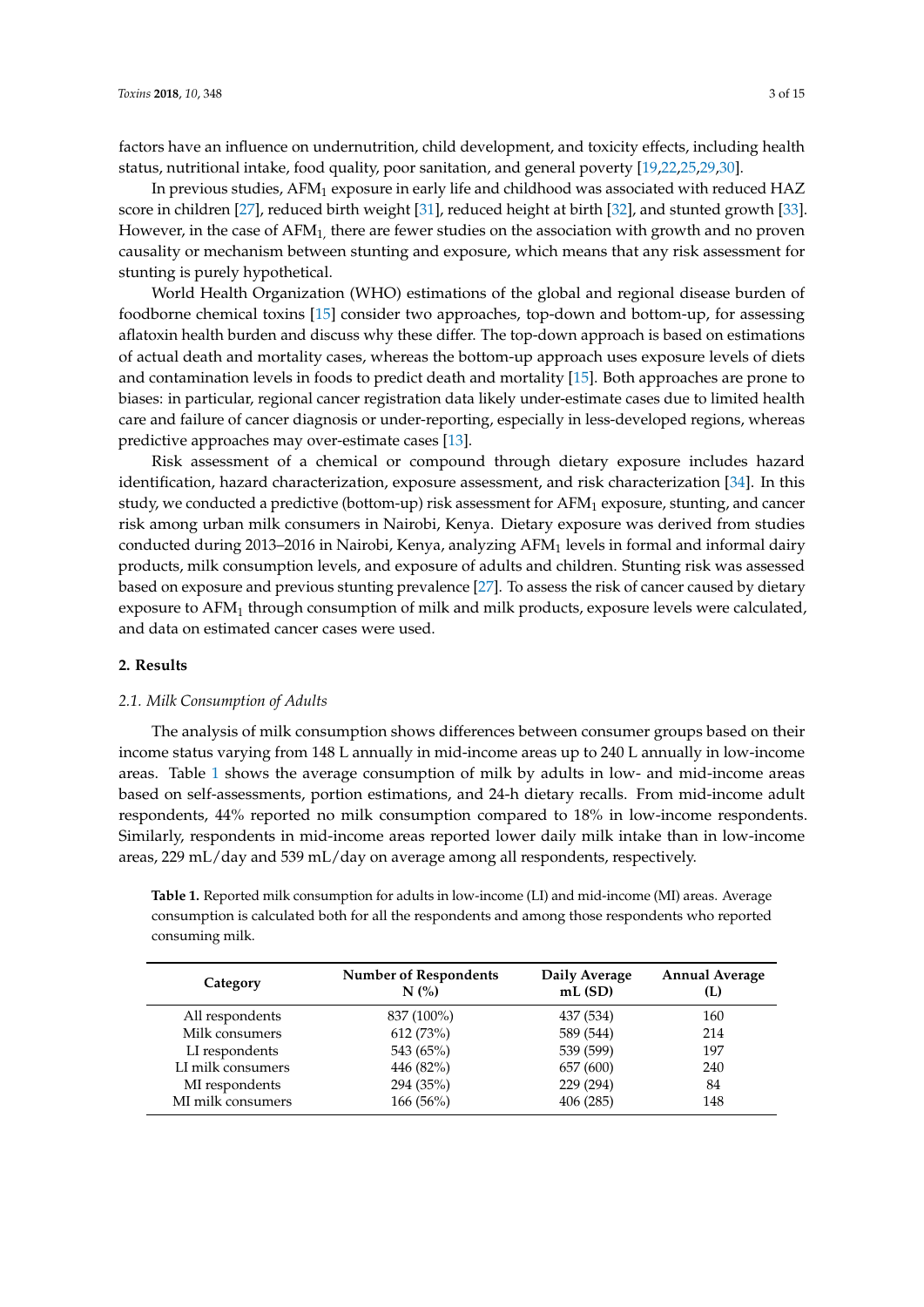factors have an influence on undernutrition, child development, and toxicity effects, including health status, nutritional intake, food quality, poor sanitation, and general poverty [19,22,25,29,30].

In previous studies, $AFM_1$ exposure in early life and childhood was associated with reduced HAZ score in children [27], reduced birth weight [31], reduced height at birth [32], and stunted growth [33]. However, in the case of $AFM_1$, there are fewer studies on the association with growth and no proven causality or mechanism between stunting and exposure, which means that any risk assessment for stunting is purely hypothetical.

World Health Organization (WHO) estimations of the global and regional disease burden of foodborne chemical toxins [15] consider two approaches, top-down and bottom-up, for assessing aflatoxin health burden and discuss why these differ. The top-down approach is based on estimations of actual death and mortality cases, whereas the bottom-up approach uses exposure levels of diets and contamination levels in foods to predict death and mortality [15]. Both approaches are prone to biases: in particular, regional cancer registration data likely under-estimate cases due to limited health care and failure of cancer diagnosis or under-reporting, especially in less-developed regions, whereas predictive approaches may over-estimate cases [13].

Risk assessment of a chemical or compound through dietary exposure includes hazard identification, hazard characterization, exposure assessment, and risk characterization [34]. In this study, we conducted a predictive (bottom-up) risk assessment for $AFM_1$ exposure, stunting, and cancer risk among urban milk consumers in Nairobi, Kenya. Dietary exposure was derived from studies conducted during 2013–2016 in Nairobi, Kenya, analyzing $AFM_1$ levels in formal and informal dairy products, milk consumption levels, and exposure of adults and children. Stunting risk was assessed based on exposure and previous stunting prevalence [27]. To assess the risk of cancer caused by dietary exposure to $AFM_1$ through consumption of milk and milk products, exposure levels were calculated, and data on estimated cancer cases were used.

## 2. Results

### *2.1. Milk Consumption of Adults*

The analysis of milk consumption shows differences between consumer groups based on their income status varying from 148 L annually in mid-income areas up to 240 L annually in low-income areas. Table 1 shows the average consumption of milk by adults in low- and mid-income areas based on self-assessments, portion estimations, and 24-h dietary recalls. From mid-income adult respondents, 44% reported no milk consumption compared to 18% in low-income respondents. Similarly, respondents in mid-income areas reported lower daily milk intake than in low-income areas, 229 mL/day and 539 mL/day on average among all respondents, respectively.

**Table 1.** Reported milk consumption for adults in low-income (LI) and mid-income (MI) areas. Average consumption is calculated both for all the respondents and among those respondents who reported consuming milk.

| Category | Number of Respondents N (%) | Daily Average mL (SD) | Annual Average (L) |
|---|---|---|---|
| All respondents | 837 (100%) | 437 (534) | 160 |
| Milk consumers | 612 (73%) | 589 (544) | 214 |
| LI respondents | 543 (65%) | 539 (599) | 197 |
| LI milk consumers | 446 (82%) | 657 (600) | 240 |
| MI respondents | 294 (35%) | 229 (294) | 84 |
| MI milk consumers | 166 (56%) | 406 (285) | 148 |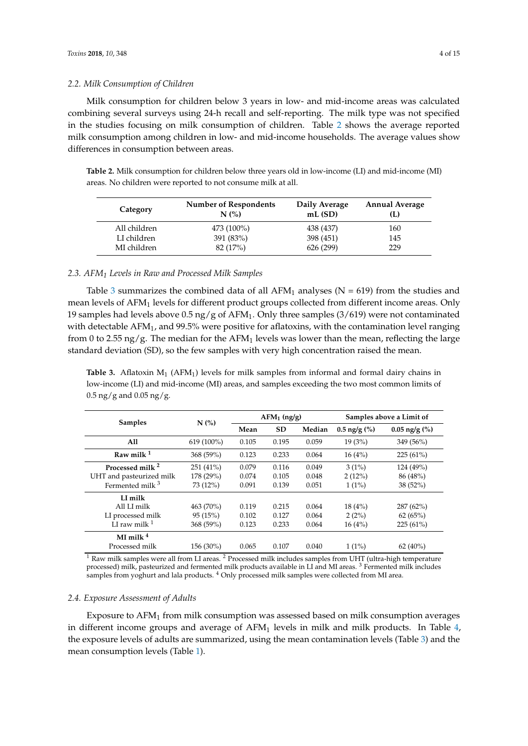### 2.2. Milk Consumption of Children

Milk consumption for children below 3 years in low- and mid-income areas was calculated combining several surveys using 24-h recall and self-reporting. The milk type was not specified in the studies focusing on milk consumption of children. Table 2 shows the average reported milk consumption among children in low- and mid-income households. The average values show differences in consumption between areas.

**Table 2.** Milk consumption for children below three years old in low-income (LI) and mid-income (MI) areas. No children were reported to not consume milk at all.

| Category | Number of Respondents N (%) | Daily Average mL (SD) | Annual Average (L) |
|---|---|---|---|
| All children | 473 (100%) | 438 (437) | 160 |
| LI children | 391 (83%) | 398 (451) | 145 |
| MI children | 82 (17%) | 626 (299) | 229 |

### 2.3. $AFM_1$ Levels in Raw and Processed Milk Samples

Table 3 summarizes the combined data of all $AFM_1$ analyses (N = 619) from the studies and mean levels of $AFM_1$ levels for different product groups collected from different income areas. Only 19 samples had levels above 0.5 ng/g of $AFM_1$. Only three samples (3/619) were not contaminated with detectable $AFM_1$, and 99.5% were positive for aflatoxins, with the contamination level ranging from 0 to 2.55 ng/g. The median for the $AFM_1$ levels was lower than the mean, reflecting the large standard deviation (SD), so the few samples with very high concentration raised the mean.

**Table 3.** Aflatoxin $M_1$ ($AFM_1$) levels for milk samples from informal and formal dairy chains in low-income (LI) and mid-income (MI) areas, and samples exceeding the two most common limits of 0.5 ng/g and 0.05 ng/g.

| Samples | N (%) | $AFM_1$ (ng/g) | | | Samples above a Limit of | |
|---|---|---|---|---|---|---|
| | | Mean | SD | Median | 0.5 ng/g (%) | 0.05 ng/g (%) |
| **All** | 619 (100%) | 0.105 | 0.195 | 0.059 | 19 (3%) | 349 (56%) |
| **Raw milk** [1] | 368 (59%) | 0.123 | 0.233 | 0.064 | 16 (4%) | 225 (61%) |
| **Processed milk** [2] | 251 (41%) | 0.079 | 0.116 | 0.049 | 3 (1%) | 124 (49%) |
| UHT and pasteurized milk | 178 (29%) | 0.074 | 0.105 | 0.048 | 2 (12%) | 86 (48%) |
| Fermented milk [3] | 73 (12%) | 0.091 | 0.139 | 0.051 | 1 (1%) | 38 (52%) |
| **LI milk** | | | | | | |
| All LI milk | 463 (70%) | 0.119 | 0.215 | 0.064 | 18 (4%) | 287 (62%) |
| LI processed milk | 95 (15%) | 0.102 | 0.127 | 0.064 | 2 (2%) | 62 (65%) |
| LI raw milk [1] | 368 (59%) | 0.123 | 0.233 | 0.064 | 16 (4%) | 225 (61%) |
| **MI milk** [4] | | | | | | |
| Processed milk | 156 (30%) | 0.065 | 0.107 | 0.040 | 1 (1%) | 62 (40%) |

[1] Raw milk samples were all from LI areas. [2] Processed milk includes samples from UHT (ultra-high temperature processed) milk, pasteurized and fermented milk products available in LI and MI areas. [3] Fermented milk includes samples from yoghurt and lala products. [4] Only processed milk samples were collected from MI area.

### 2.4. Exposure Assessment of Adults

Exposure to $AFM_1$ from milk consumption was assessed based on milk consumption averages in different income groups and average of $AFM_1$ levels in milk and milk products. In Table 4, the exposure levels of adults are summarized, using the mean contamination levels (Table 3) and the mean consumption levels (Table 1).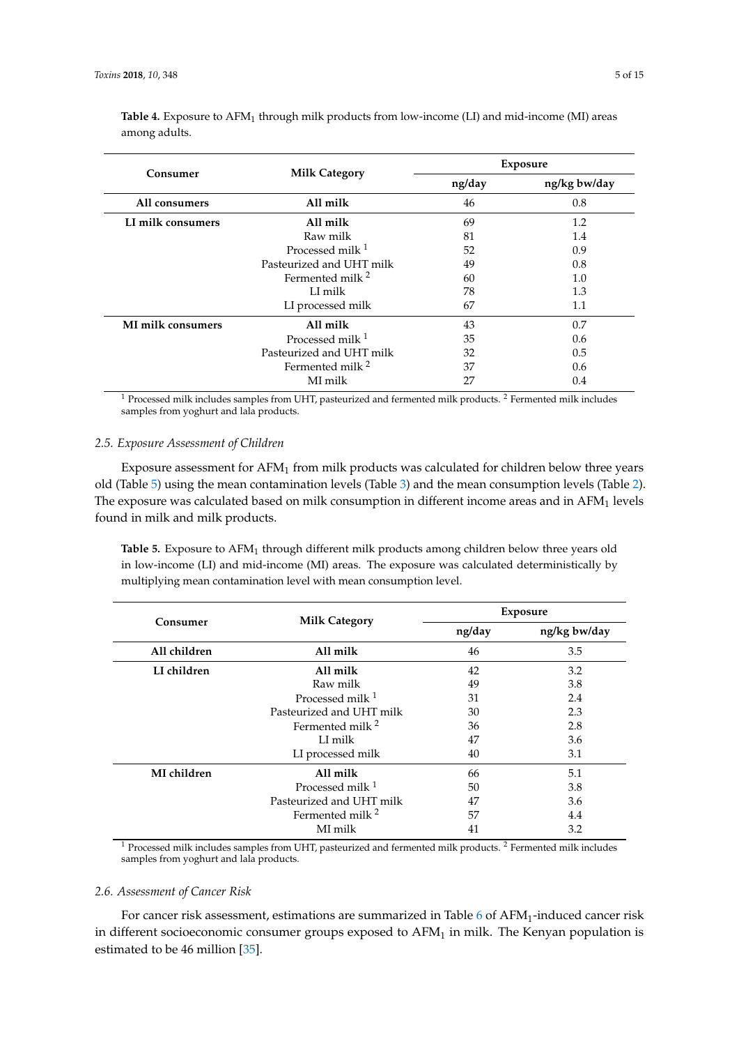**Table 4.** Exposure to $AFM_1$ through milk products from low-income (LI) and mid-income (MI) areas among adults.

| Consumer | Milk Category | Exposure | |
|---|---|---|---|
| | | ng/day | ng/kg bw/day |
| **All consumers** | **All milk** | 46 | 0.8 |
| **LI milk consumers** | **All milk** | 69 | 1.2 |
| | Raw milk | 81 | 1.4 |
| | Processed milk [1] | 52 | 0.9 |
| | Pasteurized and UHT milk | 49 | 0.8 |
| | Fermented milk [2] | 60 | 1.0 |
| | LI milk | 78 | 1.3 |
| | LI processed milk | 67 | 1.1 |
| **MI milk consumers** | **All milk** | 43 | 0.7 |
| | Processed milk [1] | 35 | 0.6 |
| | Pasteurized and UHT milk | 32 | 0.5 |
| | Fermented milk [2] | 37 | 0.6 |
| | MI milk | 27 | 0.4 |

[1] Processed milk includes samples from UHT, pasteurized and fermented milk products. [2] Fermented milk includes samples from yoghurt and lala products.

### 2.5. Exposure Assessment of Children

Exposure assessment for $AFM_1$ from milk products was calculated for children below three years old (Table 5) using the mean contamination levels (Table 3) and the mean consumption levels (Table 2). The exposure was calculated based on milk consumption in different income areas and in $AFM_1$ levels found in milk and milk products.

**Table 5.** Exposure to $AFM_1$ through different milk products among children below three years old in low-income (LI) and mid-income (MI) areas. The exposure was calculated deterministically by multiplying mean contamination level with mean consumption level.

| Consumer | Milk Category | Exposure | |
|---|---|---|---|
| | | ng/day | ng/kg bw/day |
| **All children** | **All milk** | 46 | 3.5 |
| **LI children** | **All milk** | 42 | 3.2 |
| | Raw milk | 49 | 3.8 |
| | Processed milk [1] | 31 | 2.4 |
| | Pasteurized and UHT milk | 30 | 2.3 |
| | Fermented milk [2] | 36 | 2.8 |
| | LI milk | 47 | 3.6 |
| | LI processed milk | 40 | 3.1 |
| **MI children** | **All milk** | 66 | 5.1 |
| | Processed milk [1] | 50 | 3.8 |
| | Pasteurized and UHT milk | 47 | 3.6 |
| | Fermented milk [2] | 57 | 4.4 |
| | MI milk | 41 | 3.2 |

[1] Processed milk includes samples from UHT, pasteurized and fermented milk products. [2] Fermented milk includes samples from yoghurt and lala products.

### 2.6. Assessment of Cancer Risk

For cancer risk assessment, estimations are summarized in Table 6 of $AFM_1$-induced cancer risk in different socioeconomic consumer groups exposed to $AFM_1$ in milk. The Kenyan population is estimated to be 46 million [35].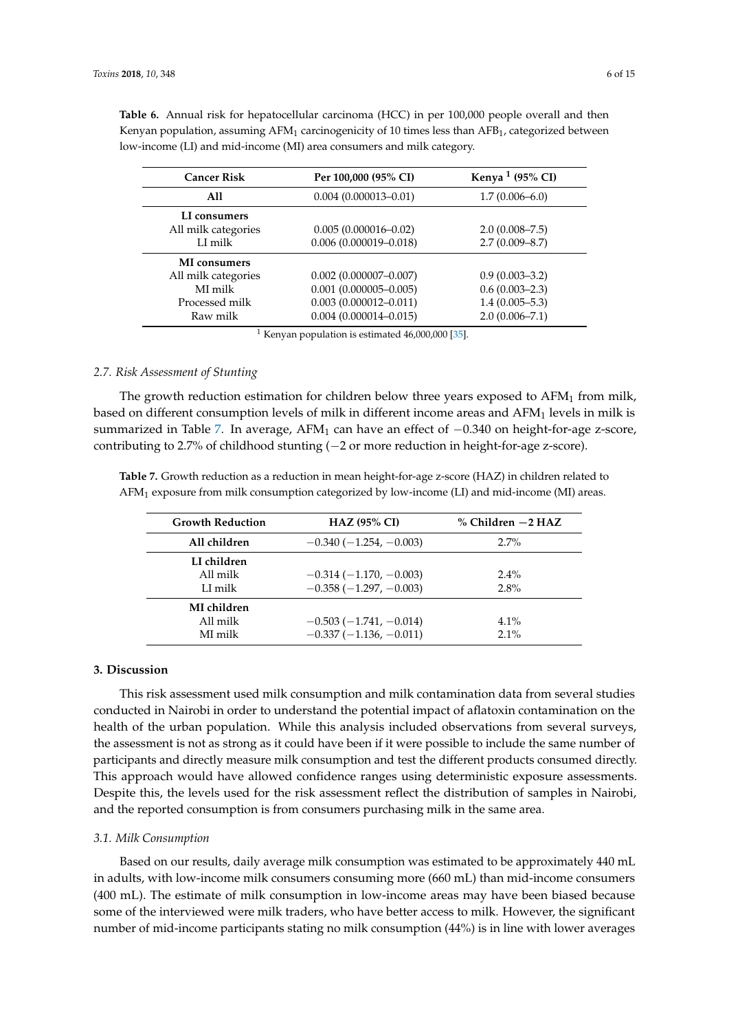**Table 6.** Annual risk for hepatocellular carcinoma (HCC) in per 100,000 people overall and then Kenyan population, assuming $AFM_1$ carcinogenicity of 10 times less than $AFB_1$, categorized between low-income (LI) and mid-income (MI) area consumers and milk category.

| Cancer Risk | Per 100,000 (95% CI) | Kenya [1] (95% CI) |
|---|---|---|
| **All** | 0.004 (0.000013–0.01) | 1.7 (0.006–6.0) |
| **LI consumers** | | |
| All milk categories | 0.005 (0.000016–0.02) | 2.0 (0.008–7.5) |
| LI milk | 0.006 (0.000019–0.018) | 2.7 (0.009–8.7) |
| **MI consumers** | | |
| All milk categories | 0.002 (0.000007–0.007) | 0.9 (0.003–3.2) |
| MI milk | 0.001 (0.000005–0.005) | 0.6 (0.003–2.3) |
| Processed milk | 0.003 (0.000012–0.011) | 1.4 (0.005–5.3) |
| Raw milk | 0.004 (0.000014–0.015) | 2.0 (0.006–7.1) |

[1] Kenyan population is estimated 46,000,000 [35].

### 2.7. Risk Assessment of Stunting

The growth reduction estimation for children below three years exposed to $AFM_1$ from milk, based on different consumption levels of milk in different income areas and $AFM_1$ levels in milk is summarized in Table 7. In average, $AFM_1$ can have an effect of −0.340 on height-for-age z-score, contributing to 2.7% of childhood stunting (−2 or more reduction in height-for-age z-score).

**Table 7.** Growth reduction as a reduction in mean height-for-age z-score (HAZ) in children related to $AFM_1$ exposure from milk consumption categorized by low-income (LI) and mid-income (MI) areas.

| Growth Reduction | HAZ (95% CI) | % Children −2 HAZ |
|---|---|---|
| **All children** | −0.340 (−1.254, −0.003) | 2.7% |
| **LI children** | | |
| All milk | −0.314 (−1.170, −0.003) | 2.4% |
| LI milk | −0.358 (−1.297, −0.003) | 2.8% |
| **MI children** | | |
| All milk | −0.503 (−1.741, −0.014) | 4.1% |
| MI milk | −0.337 (−1.136, −0.011) | 2.1% |

## 3. Discussion

This risk assessment used milk consumption and milk contamination data from several studies conducted in Nairobi in order to understand the potential impact of aflatoxin contamination on the health of the urban population. While this analysis included observations from several surveys, the assessment is not as strong as it could have been if it were possible to include the same number of participants and directly measure milk consumption and test the different products consumed directly. This approach would have allowed confidence ranges using deterministic exposure assessments. Despite this, the levels used for the risk assessment reflect the distribution of samples in Nairobi, and the reported consumption is from consumers purchasing milk in the same area.

### 3.1. Milk Consumption

Based on our results, daily average milk consumption was estimated to be approximately 440 mL in adults, with low-income milk consumers consuming more (660 mL) than mid-income consumers (400 mL). The estimate of milk consumption in low-income areas may have been biased because some of the interviewed were milk traders, who have better access to milk. However, the significant number of mid-income participants stating no milk consumption (44%) is in line with lower averages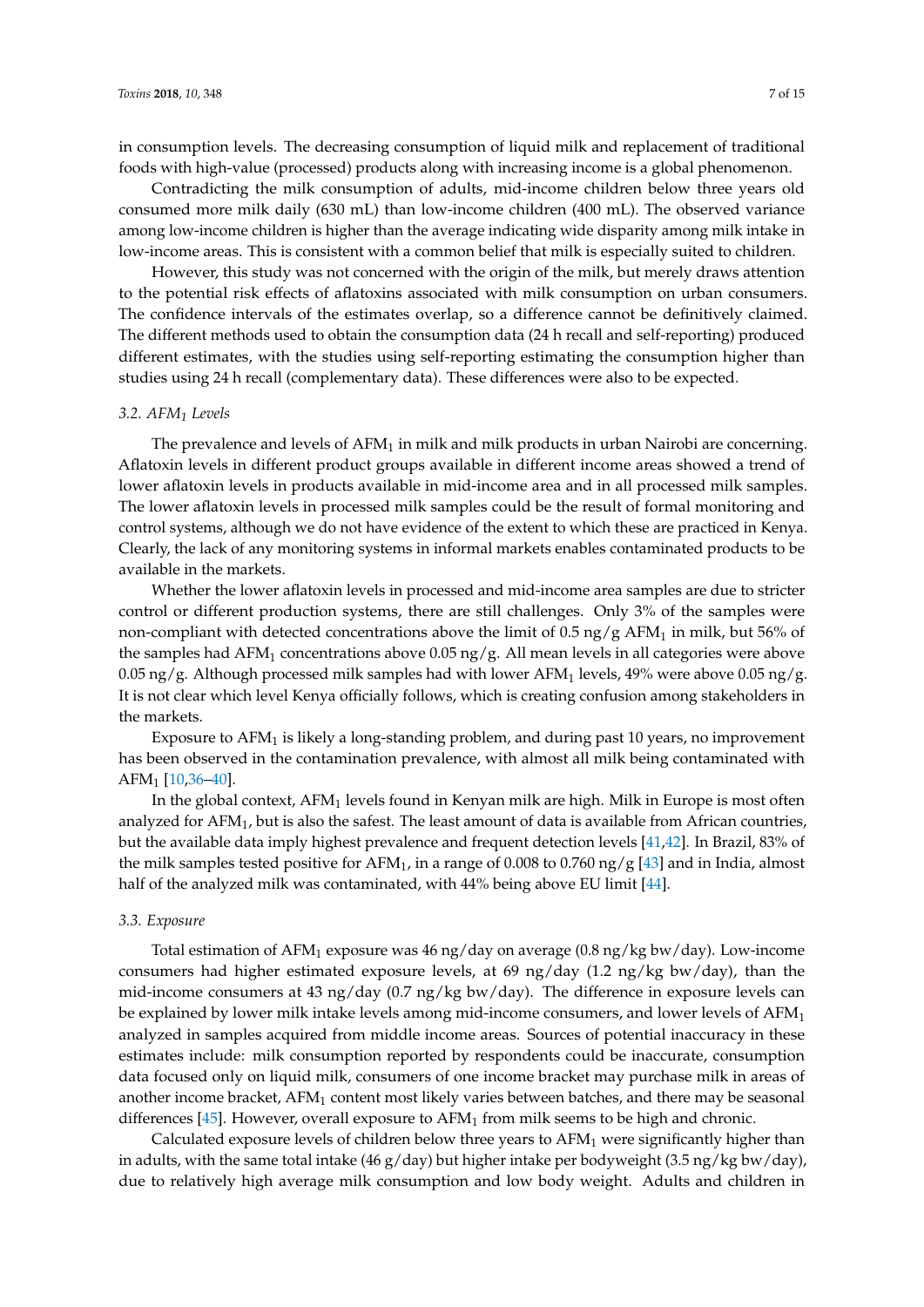in consumption levels. The decreasing consumption of liquid milk and replacement of traditional foods with high-value (processed) products along with increasing income is a global phenomenon.

Contradicting the milk consumption of adults, mid-income children below three years old consumed more milk daily (630 mL) than low-income children (400 mL). The observed variance among low-income children is higher than the average indicating wide disparity among milk intake in low-income areas. This is consistent with a common belief that milk is especially suited to children.

However, this study was not concerned with the origin of the milk, but merely draws attention to the potential risk effects of aflatoxins associated with milk consumption on urban consumers. The confidence intervals of the estimates overlap, so a difference cannot be definitively claimed. The different methods used to obtain the consumption data (24 h recall and self-reporting) produced different estimates, with the studies using self-reporting estimating the consumption higher than studies using 24 h recall (complementary data). These differences were also to be expected.

### *3.2. AFM$_1$ Levels*

The prevalence and levels of AFM$_1$ in milk and milk products in urban Nairobi are concerning. Aflatoxin levels in different product groups available in different income areas showed a trend of lower aflatoxin levels in products available in mid-income area and in all processed milk samples. The lower aflatoxin levels in processed milk samples could be the result of formal monitoring and control systems, although we do not have evidence of the extent to which these are practiced in Kenya. Clearly, the lack of any monitoring systems in informal markets enables contaminated products to be available in the markets.

Whether the lower aflatoxin levels in processed and mid-income area samples are due to stricter control or different production systems, there are still challenges. Only 3% of the samples were non-compliant with detected concentrations above the limit of 0.5 ng/g AFM$_1$ in milk, but 56% of the samples had AFM$_1$ concentrations above 0.05 ng/g. All mean levels in all categories were above 0.05 ng/g. Although processed milk samples had with lower AFM$_1$ levels, 49% were above 0.05 ng/g. It is not clear which level Kenya officially follows, which is creating confusion among stakeholders in the markets.

Exposure to AFM$_1$ is likely a long-standing problem, and during past 10 years, no improvement has been observed in the contamination prevalence, with almost all milk being contaminated with AFM$_1$ [10,36–40].

In the global context, AFM$_1$ levels found in Kenyan milk are high. Milk in Europe is most often analyzed for AFM$_1$, but is also the safest. The least amount of data is available from African countries, but the available data imply highest prevalence and frequent detection levels [41,42]. In Brazil, 83% of the milk samples tested positive for AFM$_1$, in a range of 0.008 to 0.760 ng/g [43] and in India, almost half of the analyzed milk was contaminated, with 44% being above EU limit [44].

### *3.3. Exposure*

Total estimation of AFM$_1$ exposure was 46 ng/day on average (0.8 ng/kg bw/day). Low-income consumers had higher estimated exposure levels, at 69 ng/day (1.2 ng/kg bw/day), than the mid-income consumers at 43 ng/day (0.7 ng/kg bw/day). The difference in exposure levels can be explained by lower milk intake levels among mid-income consumers, and lower levels of AFM$_1$ analyzed in samples acquired from middle income areas. Sources of potential inaccuracy in these estimates include: milk consumption reported by respondents could be inaccurate, consumption data focused only on liquid milk, consumers of one income bracket may purchase milk in areas of another income bracket, AFM$_1$ content most likely varies between batches, and there may be seasonal differences [45]. However, overall exposure to AFM$_1$ from milk seems to be high and chronic.

Calculated exposure levels of children below three years to AFM$_1$ were significantly higher than in adults, with the same total intake (46 g/day) but higher intake per bodyweight (3.5 ng/kg bw/day), due to relatively high average milk consumption and low body weight. Adults and children in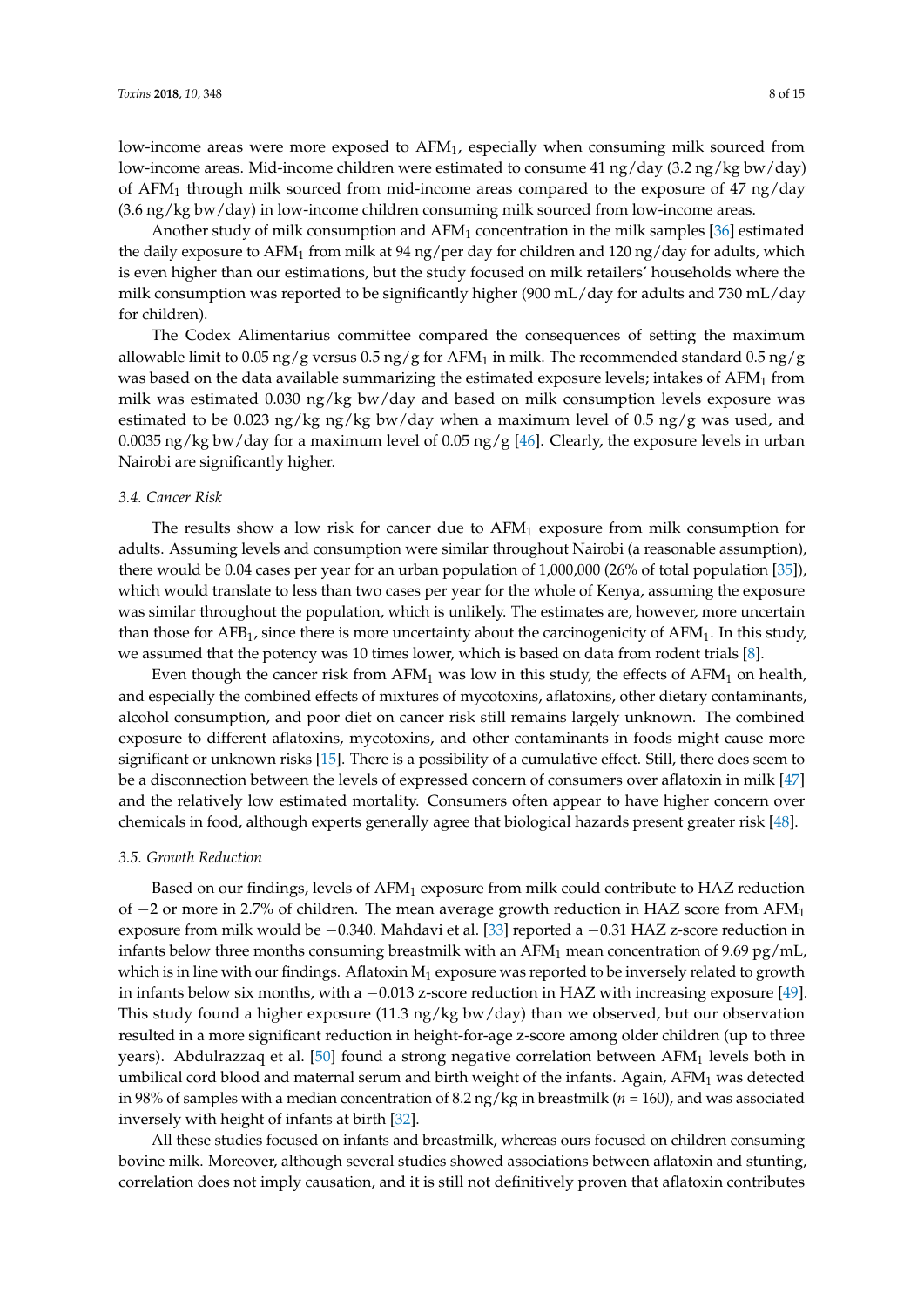low-income areas were more exposed to $AFM_1$, especially when consuming milk sourced from low-income areas. Mid-income children were estimated to consume 41 ng/day (3.2 ng/kg bw/day) of $AFM_1$ through milk sourced from mid-income areas compared to the exposure of 47 ng/day (3.6 ng/kg bw/day) in low-income children consuming milk sourced from low-income areas.

Another study of milk consumption and $AFM_1$ concentration in the milk samples [36] estimated the daily exposure to $AFM_1$ from milk at 94 ng/per day for children and 120 ng/day for adults, which is even higher than our estimations, but the study focused on milk retailers' households where the milk consumption was reported to be significantly higher (900 mL/day for adults and 730 mL/day for children).

The Codex Alimentarius committee compared the consequences of setting the maximum allowable limit to 0.05 ng/g versus 0.5 ng/g for $AFM_1$ in milk. The recommended standard 0.5 ng/g was based on the data available summarizing the estimated exposure levels; intakes of $AFM_1$ from milk was estimated 0.030 ng/kg bw/day and based on milk consumption levels exposure was estimated to be 0.023 ng/kg ng/kg bw/day when a maximum level of 0.5 ng/g was used, and 0.0035 ng/kg bw/day for a maximum level of 0.05 ng/g [46]. Clearly, the exposure levels in urban Nairobi are significantly higher.

### 3.4. Cancer Risk

The results show a low risk for cancer due to $AFM_1$ exposure from milk consumption for adults. Assuming levels and consumption were similar throughout Nairobi (a reasonable assumption), there would be 0.04 cases per year for an urban population of 1,000,000 (26% of total population [35]), which would translate to less than two cases per year for the whole of Kenya, assuming the exposure was similar throughout the population, which is unlikely. The estimates are, however, more uncertain than those for $AFB_1$, since there is more uncertainty about the carcinogenicity of $AFM_1$. In this study, we assumed that the potency was 10 times lower, which is based on data from rodent trials [8].

Even though the cancer risk from $AFM_1$ was low in this study, the effects of $AFM_1$ on health, and especially the combined effects of mixtures of mycotoxins, aflatoxins, other dietary contaminants, alcohol consumption, and poor diet on cancer risk still remains largely unknown. The combined exposure to different aflatoxins, mycotoxins, and other contaminants in foods might cause more significant or unknown risks [15]. There is a possibility of a cumulative effect. Still, there does seem to be a disconnection between the levels of expressed concern of consumers over aflatoxin in milk [47] and the relatively low estimated mortality. Consumers often appear to have higher concern over chemicals in food, although experts generally agree that biological hazards present greater risk [48].

### 3.5. Growth Reduction

Based on our findings, levels of $AFM_1$ exposure from milk could contribute to HAZ reduction of $-2$ or more in 2.7% of children. The mean average growth reduction in HAZ score from $AFM_1$ exposure from milk would be $-0.340$. Mahdavi et al. [33] reported a $-0.31$ HAZ z-score reduction in infants below three months consuming breastmilk with an $AFM_1$ mean concentration of 9.69 pg/mL, which is in line with our findings. Aflatoxin $M_1$ exposure was reported to be inversely related to growth in infants below six months, with a $-0.013$ z-score reduction in HAZ with increasing exposure [49]. This study found a higher exposure (11.3 ng/kg bw/day) than we observed, but our observation resulted in a more significant reduction in height-for-age z-score among older children (up to three years). Abdulrazzaq et al. [50] found a strong negative correlation between $AFM_1$ levels both in umbilical cord blood and maternal serum and birth weight of the infants. Again, $AFM_1$ was detected in 98% of samples with a median concentration of 8.2 ng/kg in breastmilk ($n$ = 160), and was associated inversely with height of infants at birth [32].

All these studies focused on infants and breastmilk, whereas ours focused on children consuming bovine milk. Moreover, although several studies showed associations between aflatoxin and stunting, correlation does not imply causation, and it is still not definitively proven that aflatoxin contributes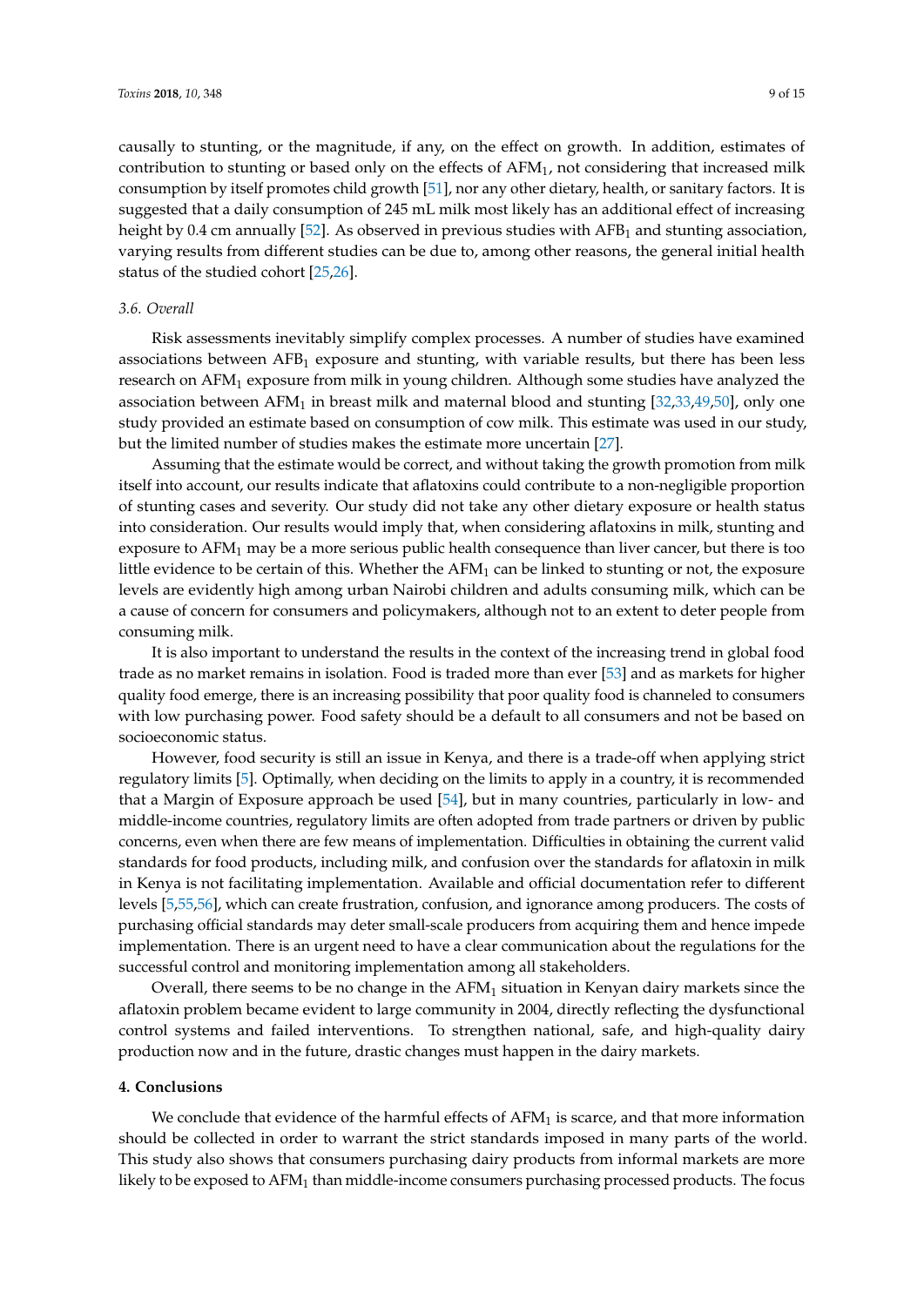causally to stunting, or the magnitude, if any, on the effect on growth. In addition, estimates of contribution to stunting or based only on the effects of $AFM_1$, not considering that increased milk consumption by itself promotes child growth [51], nor any other dietary, health, or sanitary factors. It is suggested that a daily consumption of 245 mL milk most likely has an additional effect of increasing height by 0.4 cm annually [52]. As observed in previous studies with $AFB_1$ and stunting association, varying results from different studies can be due to, among other reasons, the general initial health status of the studied cohort [25,26].

### 3.6. Overall

Risk assessments inevitably simplify complex processes. A number of studies have examined associations between $AFB_1$ exposure and stunting, with variable results, but there has been less research on $AFM_1$ exposure from milk in young children. Although some studies have analyzed the association between $AFM_1$ in breast milk and maternal blood and stunting [32,33,49,50], only one study provided an estimate based on consumption of cow milk. This estimate was used in our study, but the limited number of studies makes the estimate more uncertain [27].

Assuming that the estimate would be correct, and without taking the growth promotion from milk itself into account, our results indicate that aflatoxins could contribute to a non-negligible proportion of stunting cases and severity. Our study did not take any other dietary exposure or health status into consideration. Our results would imply that, when considering aflatoxins in milk, stunting and exposure to $AFM_1$ may be a more serious public health consequence than liver cancer, but there is too little evidence to be certain of this. Whether the $AFM_1$ can be linked to stunting or not, the exposure levels are evidently high among urban Nairobi children and adults consuming milk, which can be a cause of concern for consumers and policymakers, although not to an extent to deter people from consuming milk.

It is also important to understand the results in the context of the increasing trend in global food trade as no market remains in isolation. Food is traded more than ever [53] and as markets for higher quality food emerge, there is an increasing possibility that poor quality food is channeled to consumers with low purchasing power. Food safety should be a default to all consumers and not be based on socioeconomic status.

However, food security is still an issue in Kenya, and there is a trade-off when applying strict regulatory limits [5]. Optimally, when deciding on the limits to apply in a country, it is recommended that a Margin of Exposure approach be used [54], but in many countries, particularly in low- and middle-income countries, regulatory limits are often adopted from trade partners or driven by public concerns, even when there are few means of implementation. Difficulties in obtaining the current valid standards for food products, including milk, and confusion over the standards for aflatoxin in milk in Kenya is not facilitating implementation. Available and official documentation refer to different levels [5,55,56], which can create frustration, confusion, and ignorance among producers. The costs of purchasing official standards may deter small-scale producers from acquiring them and hence impede implementation. There is an urgent need to have a clear communication about the regulations for the successful control and monitoring implementation among all stakeholders.

Overall, there seems to be no change in the $AFM_1$ situation in Kenyan dairy markets since the aflatoxin problem became evident to large community in 2004, directly reflecting the dysfunctional control systems and failed interventions. To strengthen national, safe, and high-quality dairy production now and in the future, drastic changes must happen in the dairy markets.

## 4. Conclusions

We conclude that evidence of the harmful effects of $AFM_1$ is scarce, and that more information should be collected in order to warrant the strict standards imposed in many parts of the world. This study also shows that consumers purchasing dairy products from informal markets are more likely to be exposed to $AFM_1$ than middle-income consumers purchasing processed products. The focus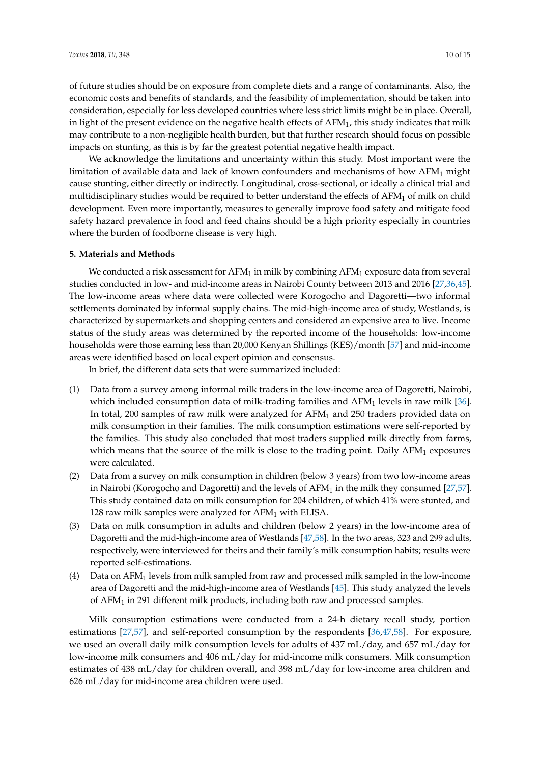of future studies should be on exposure from complete diets and a range of contaminants. Also, the economic costs and benefits of standards, and the feasibility of implementation, should be taken into consideration, especially for less developed countries where less strict limits might be in place. Overall, in light of the present evidence on the negative health effects of $AFM_1$, this study indicates that milk may contribute to a non-negligible health burden, but that further research should focus on possible impacts on stunting, as this is by far the greatest potential negative health impact.

We acknowledge the limitations and uncertainty within this study. Most important were the limitation of available data and lack of known confounders and mechanisms of how $AFM_1$ might cause stunting, either directly or indirectly. Longitudinal, cross-sectional, or ideally a clinical trial and multidisciplinary studies would be required to better understand the effects of $AFM_1$ of milk on child development. Even more importantly, measures to generally improve food safety and mitigate food safety hazard prevalence in food and feed chains should be a high priority especially in countries where the burden of foodborne disease is very high.

### 5. Materials and Methods

We conducted a risk assessment for $AFM_1$ in milk by combining $AFM_1$ exposure data from several studies conducted in low- and mid-income areas in Nairobi County between 2013 and 2016 [27,36,45]. The low-income areas where data were collected were Korogocho and Dagoretti—two informal settlements dominated by informal supply chains. The mid-high-income area of study, Westlands, is characterized by supermarkets and shopping centers and considered an expensive area to live. Income status of the study areas was determined by the reported income of the households: low-income households were those earning less than 20,000 Kenyan Shillings (KES)/month [57] and mid-income areas were identified based on local expert opinion and consensus.

In brief, the different data sets that were summarized included:

(1) Data from a survey among informal milk traders in the low-income area of Dagoretti, Nairobi, which included consumption data of milk-trading families and $AFM_1$ levels in raw milk [36]. In total, 200 samples of raw milk were analyzed for $AFM_1$ and 250 traders provided data on milk consumption in their families. The milk consumption estimations were self-reported by the families. This study also concluded that most traders supplied milk directly from farms, which means that the source of the milk is close to the trading point. Daily $AFM_1$ exposures were calculated.

(2) Data from a survey on milk consumption in children (below 3 years) from two low-income areas in Nairobi (Korogocho and Dagoretti) and the levels of $AFM_1$ in the milk they consumed [27,57]. This study contained data on milk consumption for 204 children, of which 41% were stunted, and 128 raw milk samples were analyzed for $AFM_1$ with ELISA.

(3) Data on milk consumption in adults and children (below 2 years) in the low-income area of Dagoretti and the mid-high-income area of Westlands [47,58]. In the two areas, 323 and 299 adults, respectively, were interviewed for theirs and their family's milk consumption habits; results were reported self-estimations.

(4) Data on $AFM_1$ levels from milk sampled from raw and processed milk sampled in the low-income area of Dagoretti and the mid-high-income area of Westlands [45]. This study analyzed the levels of $AFM_1$ in 291 different milk products, including both raw and processed samples.

Milk consumption estimations were conducted from a 24-h dietary recall study, portion estimations [27,57], and self-reported consumption by the respondents [36,47,58]. For exposure, we used an overall daily milk consumption levels for adults of 437 mL/day, and 657 mL/day for low-income milk consumers and 406 mL/day for mid-income milk consumers. Milk consumption estimates of 438 mL/day for children overall, and 398 mL/day for low-income area children and 626 mL/day for mid-income area children were used.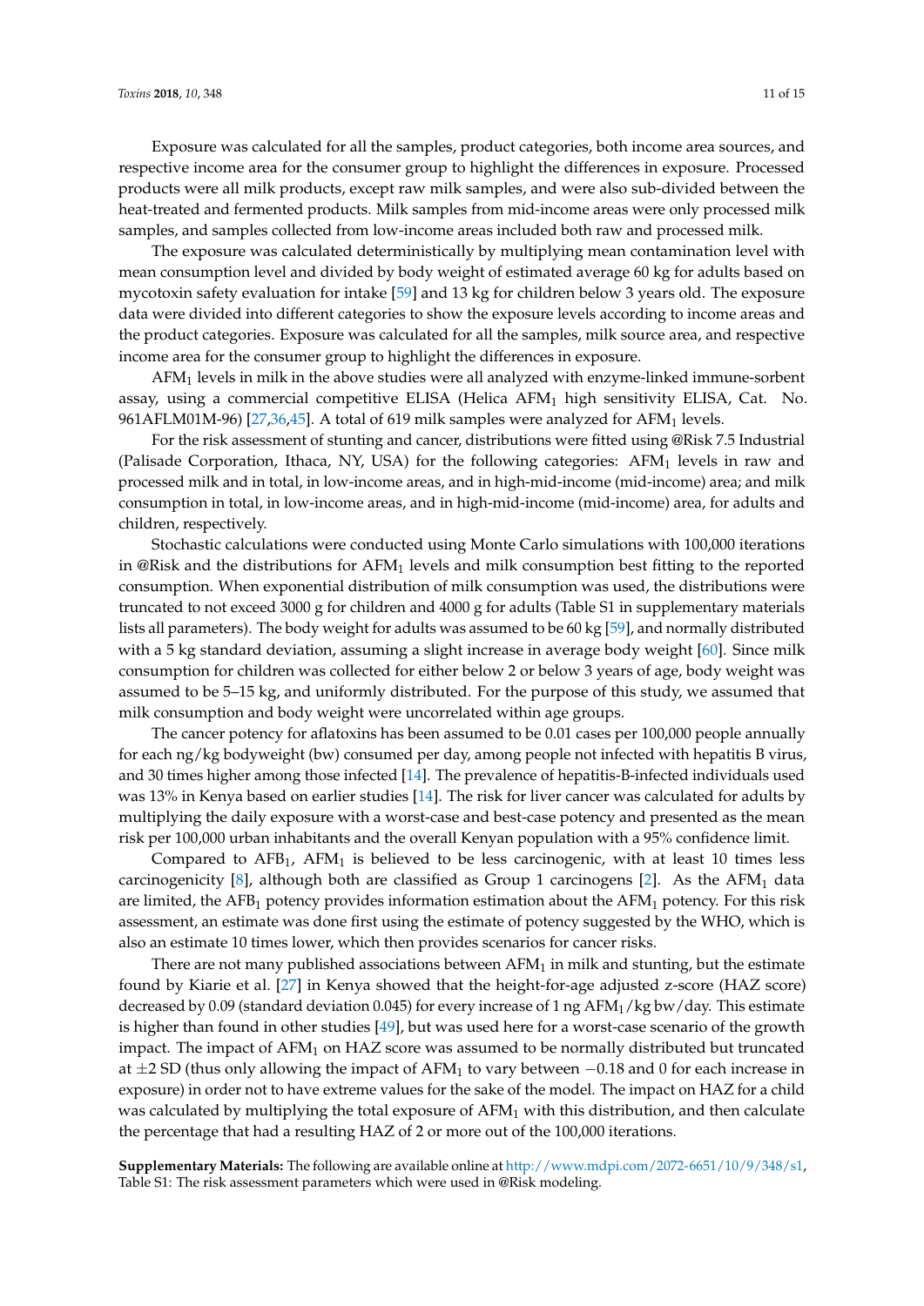Exposure was calculated for all the samples, product categories, both income area sources, and respective income area for the consumer group to highlight the differences in exposure. Processed products were all milk products, except raw milk samples, and were also sub-divided between the heat-treated and fermented products. Milk samples from mid-income areas were only processed milk samples, and samples collected from low-income areas included both raw and processed milk.

The exposure was calculated deterministically by multiplying mean contamination level with mean consumption level and divided by body weight of estimated average 60 kg for adults based on mycotoxin safety evaluation for intake [59] and 13 kg for children below 3 years old. The exposure data were divided into different categories to show the exposure levels according to income areas and the product categories. Exposure was calculated for all the samples, milk source area, and respective income area for the consumer group to highlight the differences in exposure.

$AFM_1$ levels in milk in the above studies were all analyzed with enzyme-linked immune-sorbent assay, using a commercial competitive ELISA (Helica $AFM_1$ high sensitivity ELISA, Cat. No. 961AFLM01M-96) [27,36,45]. A total of 619 milk samples were analyzed for $AFM_1$ levels.

For the risk assessment of stunting and cancer, distributions were fitted using @Risk 7.5 Industrial (Palisade Corporation, Ithaca, NY, USA) for the following categories: $AFM_1$ levels in raw and processed milk and in total, in low-income areas, and in high-mid-income (mid-income) area; and milk consumption in total, in low-income areas, and in high-mid-income (mid-income) area, for adults and children, respectively.

Stochastic calculations were conducted using Monte Carlo simulations with 100,000 iterations in @Risk and the distributions for $AFM_1$ levels and milk consumption best fitting to the reported consumption. When exponential distribution of milk consumption was used, the distributions were truncated to not exceed 3000 g for children and 4000 g for adults (Table S1 in supplementary materials lists all parameters). The body weight for adults was assumed to be 60 kg [59], and normally distributed with a 5 kg standard deviation, assuming a slight increase in average body weight [60]. Since milk consumption for children was collected for either below 2 or below 3 years of age, body weight was assumed to be 5–15 kg, and uniformly distributed. For the purpose of this study, we assumed that milk consumption and body weight were uncorrelated within age groups.

The cancer potency for aflatoxins has been assumed to be 0.01 cases per 100,000 people annually for each ng/kg bodyweight (bw) consumed per day, among people not infected with hepatitis B virus, and 30 times higher among those infected [14]. The prevalence of hepatitis-B-infected individuals used was 13% in Kenya based on earlier studies [14]. The risk for liver cancer was calculated for adults by multiplying the daily exposure with a worst-case and best-case potency and presented as the mean risk per 100,000 urban inhabitants and the overall Kenyan population with a 95% confidence limit.

Compared to $AFB_1$, $AFM_1$ is believed to be less carcinogenic, with at least 10 times less carcinogenicity [8], although both are classified as Group 1 carcinogens [2]. As the $AFM_1$ data are limited, the $AFB_1$ potency provides information estimation about the $AFM_1$ potency. For this risk assessment, an estimate was done first using the estimate of potency suggested by the WHO, which is also an estimate 10 times lower, which then provides scenarios for cancer risks.

There are not many published associations between $AFM_1$ in milk and stunting, but the estimate found by Kiarie et al. [27] in Kenya showed that the height-for-age adjusted z-score (HAZ score) decreased by 0.09 (standard deviation 0.045) for every increase of 1 ng $AFM_1$/kg bw/day. This estimate is higher than found in other studies [49], but was used here for a worst-case scenario of the growth impact. The impact of $AFM_1$ on HAZ score was assumed to be normally distributed but truncated at $\pm 2$ SD (thus only allowing the impact of $AFM_1$ to vary between $-0.18$ and 0 for each increase in exposure) in order not to have extreme values for the sake of the model. The impact on HAZ for a child was calculated by multiplying the total exposure of $AFM_1$ with this distribution, and then calculate the percentage that had a resulting HAZ of 2 or more out of the 100,000 iterations.

**Supplementary Materials:** The following are available online at http://www.mdpi.com/2072-6651/10/9/348/s1, Table S1: The risk assessment parameters which were used in @Risk modeling.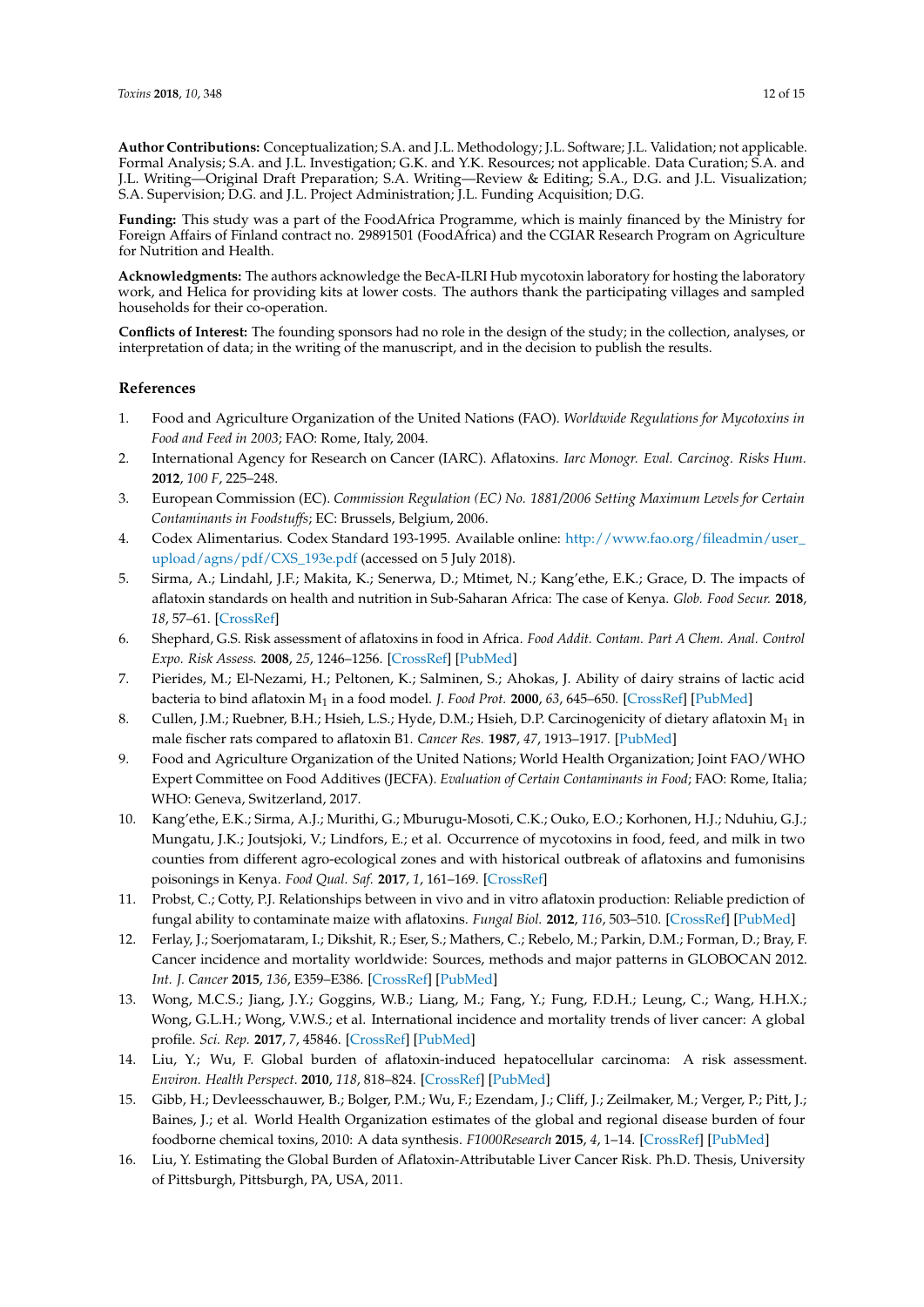**Author Contributions:** Conceptualization; S.A. and J.L. Methodology; J.L. Software; J.L. Validation; not applicable. Formal Analysis; S.A. and J.L. Investigation; G.K. and Y.K. Resources; not applicable. Data Curation; S.A. and J.L. Writing—Original Draft Preparation; S.A. Writing—Review & Editing; S.A., D.G. and J.L. Visualization; S.A. Supervision; D.G. and J.L. Project Administration; J.L. Funding Acquisition; D.G.

**Funding:** This study was a part of the FoodAfrica Programme, which is mainly financed by the Ministry for Foreign Affairs of Finland contract no. 29891501 (FoodAfrica) and the CGIAR Research Program on Agriculture for Nutrition and Health.

**Acknowledgments:** The authors acknowledge the BecA-ILRI Hub mycotoxin laboratory for hosting the laboratory work, and Helica for providing kits at lower costs. The authors thank the participating villages and sampled households for their co-operation.

**Conflicts of Interest:** The founding sponsors had no role in the design of the study; in the collection, analyses, or interpretation of data; in the writing of the manuscript, and in the decision to publish the results.

## References

1. Food and Agriculture Organization of the United Nations (FAO). *Worldwide Regulations for Mycotoxins in Food and Feed in 2003*; FAO: Rome, Italy, 2004.
2. International Agency for Research on Cancer (IARC). Aflatoxins. *Iarc Monogr. Eval. Carcinog. Risks Hum.* **2012**, *100 F*, 225–248.
3. European Commission (EC). *Commission Regulation (EC) No. 1881/2006 Setting Maximum Levels for Certain Contaminants in Foodstuffs*; EC: Brussels, Belgium, 2006.
4. Codex Alimentarius. Codex Standard 193-1995. Available online: http://www.fao.org/fileadmin/user_upload/agns/pdf/CXS_193e.pdf (accessed on 5 July 2018).
5. Sirma, A.; Lindahl, J.F.; Makita, K.; Senerwa, D.; Mtimet, N.; Kang'ethe, E.K.; Grace, D. The impacts of aflatoxin standards on health and nutrition in Sub-Saharan Africa: The case of Kenya. *Glob. Food Secur.* **2018**, *18*, 57–61. [CrossRef]
6. Shephard, G.S. Risk assessment of aflatoxins in food in Africa. *Food Addit. Contam. Part A Chem. Anal. Control Expo. Risk Assess.* **2008**, *25*, 1246–1256. [CrossRef] [PubMed]
7. Pierides, M.; El-Nezami, H.; Peltonen, K.; Salminen, S.; Ahokas, J. Ability of dairy strains of lactic acid bacteria to bind aflatoxin $M_1$ in a food model. *J. Food Prot.* **2000**, *63*, 645–650. [CrossRef] [PubMed]
8. Cullen, J.M.; Ruebner, B.H.; Hsieh, L.S.; Hyde, D.M.; Hsieh, D.P. Carcinogenicity of dietary aflatoxin $M_1$ in male fischer rats compared to aflatoxin B1. *Cancer Res.* **1987**, *47*, 1913–1917. [PubMed]
9. Food and Agriculture Organization of the United Nations; World Health Organization; Joint FAO/WHO Expert Committee on Food Additives (JECFA). *Evaluation of Certain Contaminants in Food*; FAO: Rome, Italia; WHO: Geneva, Switzerland, 2017.
10. Kang'ethe, E.K.; Sirma, A.J.; Murithi, G.; Mburugu-Mosoti, C.K.; Ouko, E.O.; Korhonen, H.J.; Nduhiu, G.J.; Mungatu, J.K.; Joutsjoki, V.; Lindfors, E.; et al. Occurrence of mycotoxins in food, feed, and milk in two counties from different agro-ecological zones and with historical outbreak of aflatoxins and fumonisins poisonings in Kenya. *Food Qual. Saf.* **2017**, *1*, 161–169. [CrossRef]
11. Probst, C.; Cotty, P.J. Relationships between in vivo and in vitro aflatoxin production: Reliable prediction of fungal ability to contaminate maize with aflatoxins. *Fungal Biol.* **2012**, *116*, 503–510. [CrossRef] [PubMed]
12. Ferlay, J.; Soerjomataram, I.; Dikshit, R.; Eser, S.; Mathers, C.; Rebelo, M.; Parkin, D.M.; Forman, D.; Bray, F. Cancer incidence and mortality worldwide: Sources, methods and major patterns in GLOBOCAN 2012. *Int. J. Cancer* **2015**, *136*, E359–E386. [CrossRef] [PubMed]
13. Wong, M.C.S.; Jiang, J.Y.; Goggins, W.B.; Liang, M.; Fang, Y.; Fung, F.D.H.; Leung, C.; Wang, H.H.X.; Wong, G.L.H.; Wong, V.W.S.; et al. International incidence and mortality trends of liver cancer: A global profile. *Sci. Rep.* **2017**, *7*, 45846. [CrossRef] [PubMed]
14. Liu, Y.; Wu, F. Global burden of aflatoxin-induced hepatocellular carcinoma: A risk assessment. *Environ. Health Perspect.* **2010**, *118*, 818–824. [CrossRef] [PubMed]
15. Gibb, H.; Devleesschauwer, B.; Bolger, P.M.; Wu, F.; Ezendam, J.; Cliff, J.; Zeilmaker, M.; Verger, P.; Pitt, J.; Baines, J.; et al. World Health Organization estimates of the global and regional disease burden of four foodborne chemical toxins, 2010: A data synthesis. *F1000Research* **2015**, *4*, 1–14. [CrossRef] [PubMed]
16. Liu, Y. Estimating the Global Burden of Aflatoxin-Attributable Liver Cancer Risk. Ph.D. Thesis, University of Pittsburgh, Pittsburgh, PA, USA, 2011.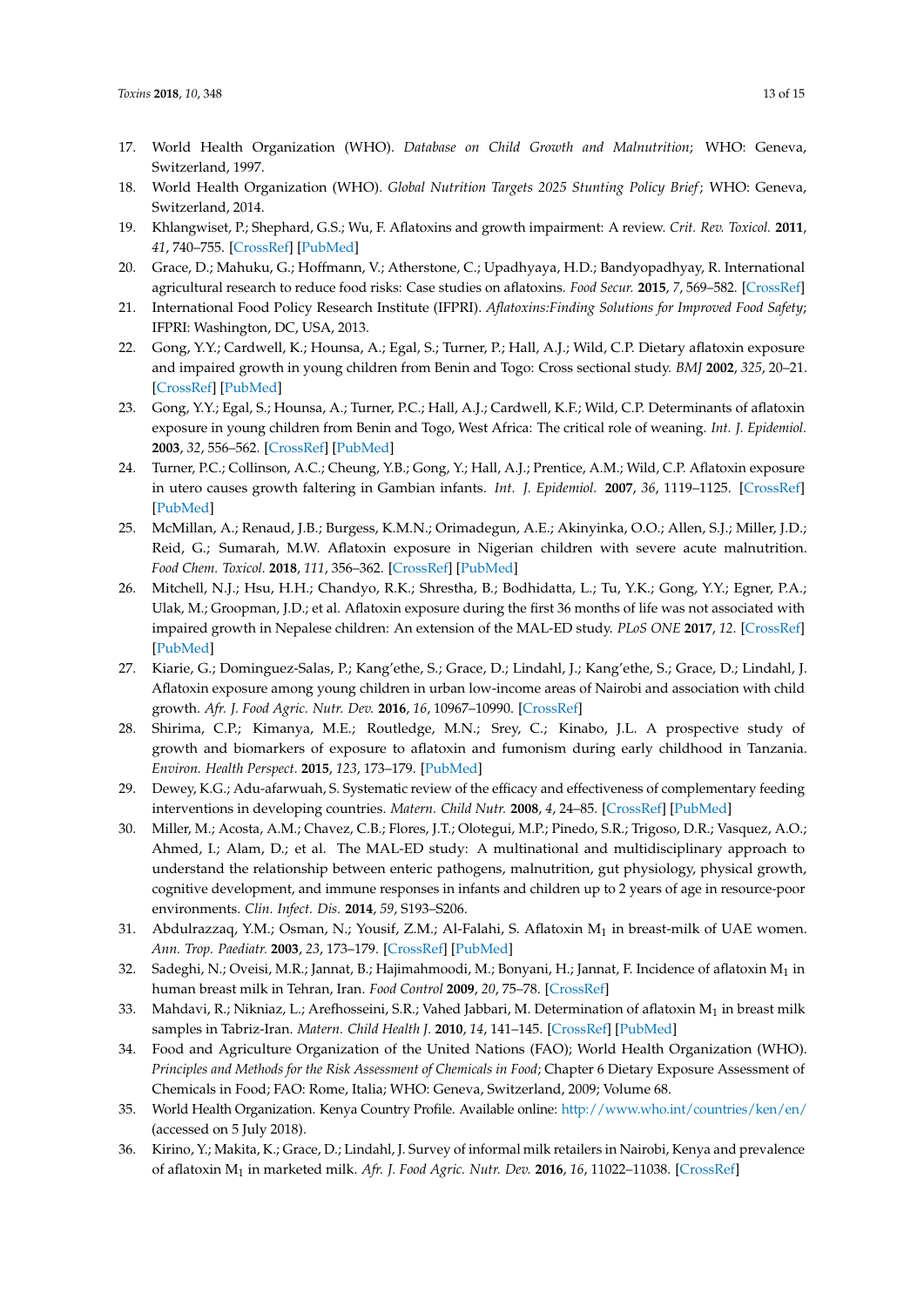17. World Health Organization (WHO). *Database on Child Growth and Malnutrition*; WHO: Geneva, Switzerland, 1997.
18. World Health Organization (WHO). *Global Nutrition Targets 2025 Stunting Policy Brief*; WHO: Geneva, Switzerland, 2014.
19. Khlangwiset, P.; Shephard, G.S.; Wu, F. Aflatoxins and growth impairment: A review. *Crit. Rev. Toxicol.* **2011**, *41*, 740–755. [CrossRef] [PubMed]
20. Grace, D.; Mahuku, G.; Hoffmann, V.; Atherstone, C.; Upadhyaya, H.D.; Bandyopadhyay, R. International agricultural research to reduce food risks: Case studies on aflatoxins. *Food Secur.* **2015**, *7*, 569–582. [CrossRef]
21. International Food Policy Research Institute (IFPRI). *Aflatoxins:Finding Solutions for Improved Food Safety*; IFPRI: Washington, DC, USA, 2013.
22. Gong, Y.Y.; Cardwell, K.; Hounsa, A.; Egal, S.; Turner, P.; Hall, A.J.; Wild, C.P. Dietary aflatoxin exposure and impaired growth in young children from Benin and Togo: Cross sectional study. *BMJ* **2002**, *325*, 20–21. [CrossRef] [PubMed]
23. Gong, Y.Y.; Egal, S.; Hounsa, A.; Turner, P.C.; Hall, A.J.; Cardwell, K.F.; Wild, C.P. Determinants of aflatoxin exposure in young children from Benin and Togo, West Africa: The critical role of weaning. *Int. J. Epidemiol.* **2003**, *32*, 556–562. [CrossRef] [PubMed]
24. Turner, P.C.; Collinson, A.C.; Cheung, Y.B.; Gong, Y.; Hall, A.J.; Prentice, A.M.; Wild, C.P. Aflatoxin exposure in utero causes growth faltering in Gambian infants. *Int. J. Epidemiol.* **2007**, *36*, 1119–1125. [CrossRef] [PubMed]
25. McMillan, A.; Renaud, J.B.; Burgess, K.M.N.; Orimadegun, A.E.; Akinyinka, O.O.; Allen, S.J.; Miller, J.D.; Reid, G.; Sumarah, M.W. Aflatoxin exposure in Nigerian children with severe acute malnutrition. *Food Chem. Toxicol.* **2018**, *111*, 356–362. [CrossRef] [PubMed]
26. Mitchell, N.J.; Hsu, H.H.; Chandyo, R.K.; Shrestha, B.; Bodhidatta, L.; Tu, Y.K.; Gong, Y.Y.; Egner, P.A.; Ulak, M.; Groopman, J.D.; et al. Aflatoxin exposure during the first 36 months of life was not associated with impaired growth in Nepalese children: An extension of the MAL-ED study. *PLoS ONE* **2017**, *12*. [CrossRef] [PubMed]
27. Kiarie, G.; Dominguez-Salas, P.; Kang'ethe, S.; Grace, D.; Lindahl, J.; Kang'ethe, S.; Grace, D.; Lindahl, J. Aflatoxin exposure among young children in urban low-income areas of Nairobi and association with child growth. *Afr. J. Food Agric. Nutr. Dev.* **2016**, *16*, 10967–10990. [CrossRef]
28. Shirima, C.P.; Kimanya, M.E.; Routledge, M.N.; Srey, C.; Kinabo, J.L. A prospective study of growth and biomarkers of exposure to aflatoxin and fumonism during early childhood in Tanzania. *Environ. Health Perspect.* **2015**, *123*, 173–179. [PubMed]
29. Dewey, K.G.; Adu-afarwuah, S. Systematic review of the efficacy and effectiveness of complementary feeding interventions in developing countries. *Matern. Child Nutr.* **2008**, *4*, 24–85. [CrossRef] [PubMed]
30. Miller, M.; Acosta, A.M.; Chavez, C.B.; Flores, J.T.; Olotegui, M.P.; Pinedo, S.R.; Trigoso, D.R.; Vasquez, A.O.; Ahmed, I.; Alam, D.; et al. The MAL-ED study: A multinational and multidisciplinary approach to understand the relationship between enteric pathogens, malnutrition, gut physiology, physical growth, cognitive development, and immune responses in infants and children up to 2 years of age in resource-poor environments. *Clin. Infect. Dis.* **2014**, *59*, S193–S206.
31. Abdulrazzaq, Y.M.; Osman, N.; Yousif, Z.M.; Al-Falahi, S. Aflatoxin $M_1$ in breast-milk of UAE women. *Ann. Trop. Paediatr.* **2003**, *23*, 173–179. [CrossRef] [PubMed]
32. Sadeghi, N.; Oveisi, M.R.; Jannat, B.; Hajimahmoodi, M.; Bonyani, H.; Jannat, F. Incidence of aflatoxin $M_1$ in human breast milk in Tehran, Iran. *Food Control* **2009**, *20*, 75–78. [CrossRef]
33. Mahdavi, R.; Nikniaz, L.; Arefhosseini, S.R.; Vahed Jabbari, M. Determination of aflatoxin $M_1$ in breast milk samples in Tabriz-Iran. *Matern. Child Health J.* **2010**, *14*, 141–145. [CrossRef] [PubMed]
34. Food and Agriculture Organization of the United Nations (FAO); World Health Organization (WHO). *Principles and Methods for the Risk Assessment of Chemicals in Food*; Chapter 6 Dietary Exposure Assessment of Chemicals in Food; FAO: Rome, Italia; WHO: Geneva, Switzerland, 2009; Volume 68.
35. World Health Organization. Kenya Country Profile. Available online: http://www.who.int/countries/ken/en/ (accessed on 5 July 2018).
36. Kirino, Y.; Makita, K.; Grace, D.; Lindahl, J. Survey of informal milk retailers in Nairobi, Kenya and prevalence of aflatoxin $M_1$ in marketed milk. *Afr. J. Food Agric. Nutr. Dev.* **2016**, *16*, 11022–11038. [CrossRef]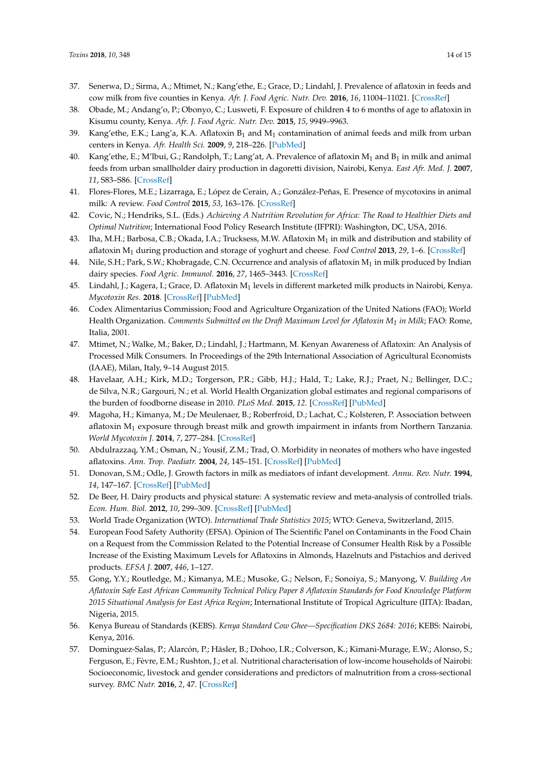37. Senerwa, D.; Sirma, A.; Mtimet, N.; Kang'ethe, E.; Grace, D.; Lindahl, J. Prevalence of aflatoxin in feeds and cow milk from five counties in Kenya. *Afr. J. Food Agric. Nutr. Dev.* **2016**, *16*, 11004–11021. [CrossRef]
38. Obade, M.; Andang'o, P.; Obonyo, C.; Lusweti, F. Exposure of children 4 to 6 months of age to aflatoxin in Kisumu county, Kenya. *Afr. J. Food Agric. Nutr. Dev.* **2015**, *15*, 9949–9963.
39. Kang'ethe, E.K.; Lang'a, K.A. Aflatoxin $B_1$ and $M_1$ contamination of animal feeds and milk from urban centers in Kenya. *Afr. Health Sci.* **2009**, *9*, 218–226. [PubMed]
40. Kang'ethe, E.; M'Ibui, G.; Randolph, T.; Lang'at, A. Prevalence of aflatoxin $M_1$ and $B_1$ in milk and animal feeds from urban smallholder dairy production in dagoretti division, Nairobi, Kenya. *East Afr. Med. J.* **2007**, *11*, S83–S86. [CrossRef]
41. Flores-Flores, M.E.; Lizarraga, E.; López de Cerain, A.; González-Peñas, E. Presence of mycotoxins in animal milk: A review. *Food Control* **2015**, *53*, 163–176. [CrossRef]
42. Covic, N.; Hendriks, S.L. (Eds.) *Achieving A Nutrition Revolution for Africa: The Road to Healthier Diets and Optimal Nutrition*; International Food Policy Research Institute (IFPRI): Washington, DC, USA, 2016.
43. Iha, M.H.; Barbosa, C.B.; Okada, I.A.; Trucksess, M.W. Aflatoxin $M_1$ in milk and distribution and stability of aflatoxin $M_1$ during production and storage of yoghurt and cheese. *Food Control* **2013**, *29*, 1–6. [CrossRef]
44. Nile, S.H.; Park, S.W.; Khobragade, C.N. Occurrence and analysis of aflatoxin $M_1$ in milk produced by Indian dairy species. *Food Agric. Immunol.* **2016**, *27*, 1465–3443. [CrossRef]
45. Lindahl, J.; Kagera, I.; Grace, D. Aflatoxin $M_1$ levels in different marketed milk products in Nairobi, Kenya. *Mycotoxin Res.* **2018**. [CrossRef] [PubMed]
46. Codex Alimentarius Commission; Food and Agriculture Organization of the United Nations (FAO); World Health Organization. *Comments Submitted on the Draft Maximum Level for Aflatoxin $M_1$ in Milk*; FAO: Rome, Italia, 2001.
47. Mtimet, N.; Walke, M.; Baker, D.; Lindahl, J.; Hartmann, M. Kenyan Awareness of Aflatoxin: An Analysis of Processed Milk Consumers. In Proceedings of the 29th International Association of Agricultural Economists (IAAE), Milan, Italy, 9–14 August 2015.
48. Havelaar, A.H.; Kirk, M.D.; Torgerson, P.R.; Gibb, H.J.; Hald, T.; Lake, R.J.; Praet, N.; Bellinger, D.C.; de Silva, N.R.; Gargouri, N.; et al. World Health Organization global estimates and regional comparisons of the burden of foodborne disease in 2010. *PLoS Med.* **2015**, *12*. [CrossRef] [PubMed]
49. Magoha, H.; Kimanya, M.; De Meulenaer, B.; Roberfroid, D.; Lachat, C.; Kolsteren, P. Association between aflatoxin $M_1$ exposure through breast milk and growth impairment in infants from Northern Tanzania. *World Mycotoxin J.* **2014**, *7*, 277–284. [CrossRef]
50. Abdulrazzaq, Y.M.; Osman, N.; Yousif, Z.M.; Trad, O. Morbidity in neonates of mothers who have ingested aflatoxins. *Ann. Trop. Paediatr.* **2004**, *24*, 145–151. [CrossRef] [PubMed]
51. Donovan, S.M.; Odle, J. Growth factors in milk as mediators of infant development. *Annu. Rev. Nutr.* **1994**, *14*, 147–167. [CrossRef] [PubMed]
52. De Beer, H. Dairy products and physical stature: A systematic review and meta-analysis of controlled trials. *Econ. Hum. Biol.* **2012**, *10*, 299–309. [CrossRef] [PubMed]
53. World Trade Organization (WTO). *International Trade Statistics 2015*; WTO: Geneva, Switzerland, 2015.
54. European Food Safety Authority (EFSA). Opinion of The Scientific Panel on Contaminants in the Food Chain on a Request from the Commission Related to the Potential Increase of Consumer Health Risk by a Possible Increase of the Existing Maximum Levels for Aflatoxins in Almonds, Hazelnuts and Pistachios and derived products. *EFSA J.* **2007**, *446*, 1–127.
55. Gong, Y.Y.; Routledge, M.; Kimanya, M.E.; Musoke, G.; Nelson, F.; Sonoiya, S.; Manyong, V. *Building An Aflatoxin Safe East African Community Technical Policy Paper 8 Aflatoxin Standards for Food Knowledge Platform 2015 Situational Analysis for East Africa Region*; International Institute of Tropical Agriculture (IITA): Ibadan, Nigeria, 2015.
56. Kenya Bureau of Standards (KEBS). *Kenya Standard Cow Ghee—Specification DKS 2684: 2016*; KEBS: Nairobi, Kenya, 2016.
57. Dominguez-Salas, P.; Alarcón, P.; Häsler, B.; Dohoo, I.R.; Colverson, K.; Kimani-Murage, E.W.; Alonso, S.; Ferguson, E.; Fèvre, E.M.; Rushton, J.; et al. Nutritional characterisation of low-income households of Nairobi: Socioeconomic, livestock and gender considerations and predictors of malnutrition from a cross-sectional survey. *BMC Nutr.* **2016**, *2*, 47. [CrossRef]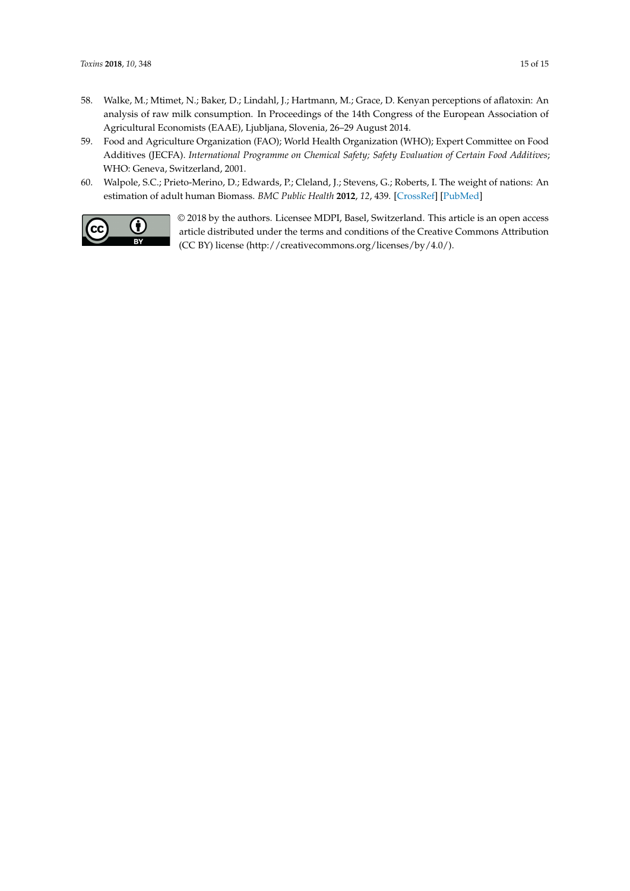58. Walke, M.; Mtimet, N.; Baker, D.; Lindahl, J.; Hartmann, M.; Grace, D. Kenyan perceptions of aflatoxin: An analysis of raw milk consumption. In Proceedings of the 14th Congress of the European Association of Agricultural Economists (EAAE), Ljubljana, Slovenia, 26–29 August 2014.
59. Food and Agriculture Organization (FAO); World Health Organization (WHO); Expert Committee on Food Additives (JECFA). *International Programme on Chemical Safety; Safety Evaluation of Certain Food Additives*; WHO: Geneva, Switzerland, 2001.
60. Walpole, S.C.; Prieto-Merino, D.; Edwards, P.; Cleland, J.; Stevens, G.; Roberts, I. The weight of nations: An estimation of adult human Biomass. *BMC Public Health* **2012**, *12*, 439. [CrossRef] [PubMed]

© 2018 by the authors. Licensee MDPI, Basel, Switzerland. This article is an open access article distributed under the terms and conditions of the Creative Commons Attribution (CC BY) license (http://creativecommons.org/licenses/by/4.0/).